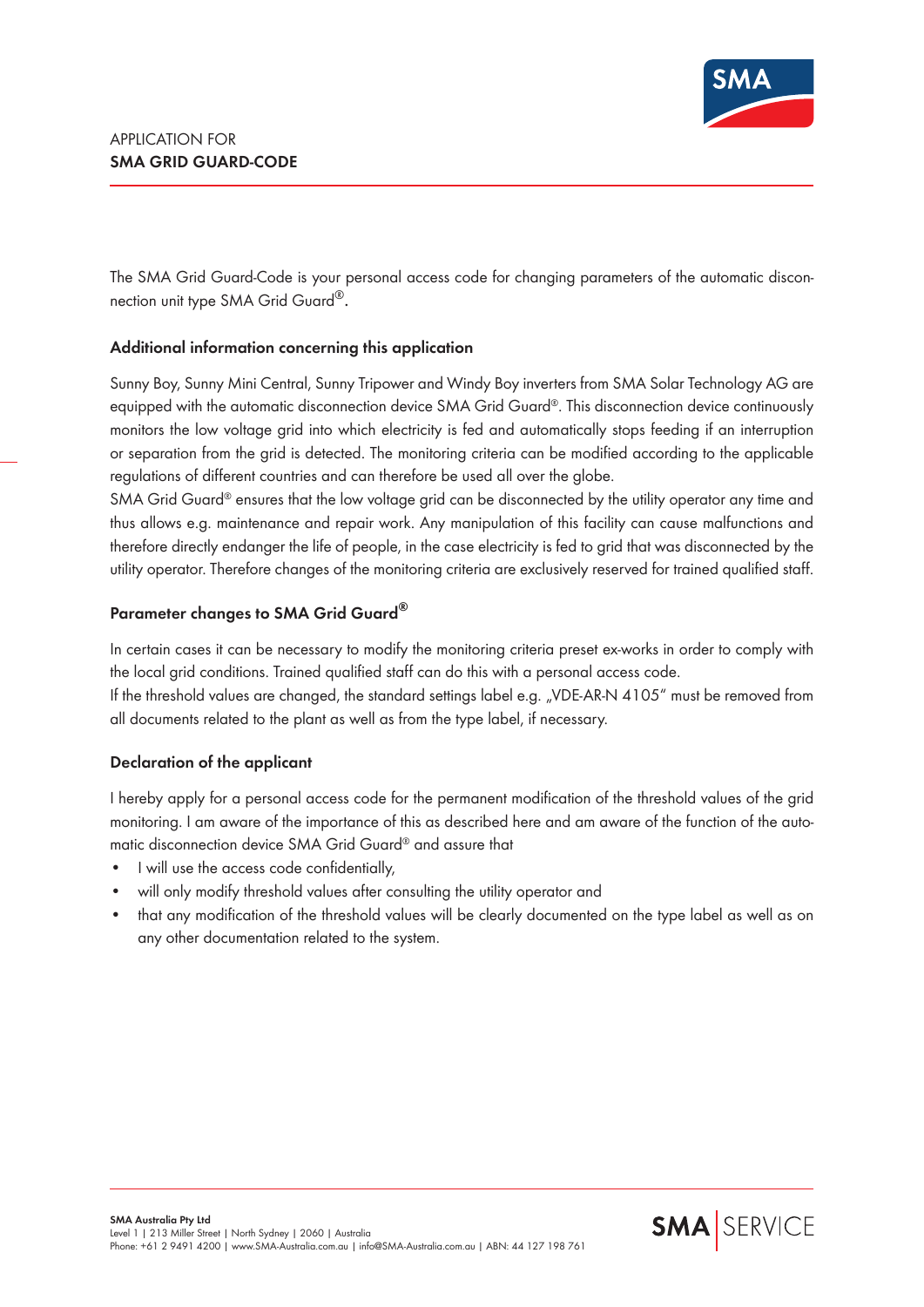APPLICATION FOR
# SMA GRID GUARD-CODE

The SMA Grid Guard-Code is your personal access code for changing parameters of the automatic disconnection unit type SMA Grid Guard®.

## Additional information concerning this application

Sunny Boy, Sunny Mini Central, Sunny Tripower and Windy Boy inverters from SMA Solar Technology AG are equipped with the automatic disconnection device SMA Grid Guard®. This disconnection device continuously monitors the low voltage grid into which electricity is fed and automatically stops feeding if an interruption or separation from the grid is detected. The monitoring criteria can be modified according to the applicable regulations of different countries and can therefore be used all over the globe.
SMA Grid Guard® ensures that the low voltage grid can be disconnected by the utility operator any time and thus allows e.g. maintenance and repair work. Any manipulation of this facility can cause malfunctions and therefore directly endanger the life of people, in the case electricity is fed to grid that was disconnected by the utility operator. Therefore changes of the monitoring criteria are exclusively reserved for trained qualified staff.

## Parameter changes to SMA Grid Guard®

In certain cases it can be necessary to modify the monitoring criteria preset ex-works in order to comply with the local grid conditions. Trained qualified staff can do this with a personal access code.
If the threshold values are changed, the standard settings label e.g. „VDE-AR-N 4105" must be removed from all documents related to the plant as well as from the type label, if necessary.

## Declaration of the applicant

I hereby apply for a personal access code for the permanent modification of the threshold values of the grid monitoring. I am aware of the importance of this as described here and am aware of the function of the automatic disconnection device SMA Grid Guard® and assure that

- I will use the access code confidentially,
- will only modify threshold values after consulting the utility operator and
- that any modification of the threshold values will be clearly documented on the type label as well as on any other documentation related to the system.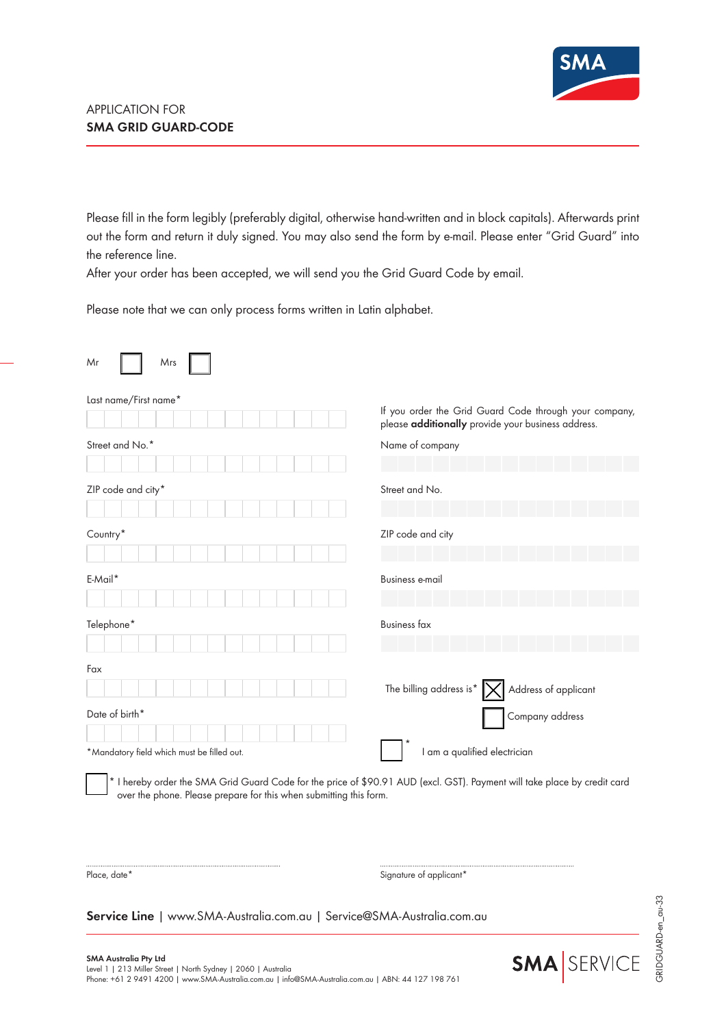APPLICATION FOR
**SMA GRID GUARD-CODE**

Please fill in the form legibly (preferably digital, otherwise hand-written and in block capitals). Afterwards print out the form and return it duly signed. You may also send the form by e-mail. Please enter "Grid Guard" into the reference line.
After your order has been accepted, we will send you the Grid Guard Code by email.

Please note that we can only process forms written in Latin alphabet.

Mr ☐ Mrs ☐

Last name/First name*

Street and No.*

ZIP code and city*

Country*

E-Mail*

Telephone*

Fax

Date of birth*

*Mandatory field which must be filled out.

If you order the Grid Guard Code through your company, please **additionally** provide your business address.

Name of company

Street and No.

ZIP code and city

Business e-mail

Business fax

The billing address is* ☒ Address of applicant
☐ Company address

☐ * I am a qualified electrician

☐ * I hereby order the SMA Grid Guard Code for the price of $90.91 AUD (excl. GST). Payment will take place by credit card over the phone. Please prepare for this when submitting this form.

Place, date*

Signature of applicant*

**Service Line** | www.SMA-Australia.com.au | Service@SMA-Australia.com.au

**SMA Australia Pty Ltd**
Level 1 | 213 Miller Street | North Sydney | 2060 | Australia
Phone: +61 2 9491 4200 | www.SMA-Australia.com.au | info@SMA-Australia.com.au | ABN: 44 127 198 761

GRIDGUARD-en_au-33